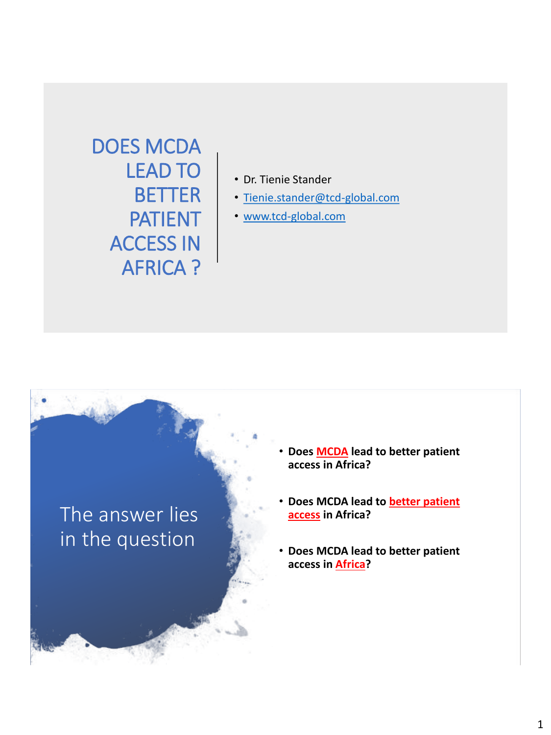# DOES MCDA LEAD TO BETTER PATIENT ACCESS IN AFRICA ?

- Dr. Tienie Stander
- Tienie.stander@tcd-global.com
- www.tcd-global.com

## The answer lies in the question

- **Does MCDA lead to better patient access in Africa?**
- **Does MCDA lead to better patient access in Africa?**
- **Does MCDA lead to better patient access in Africa?**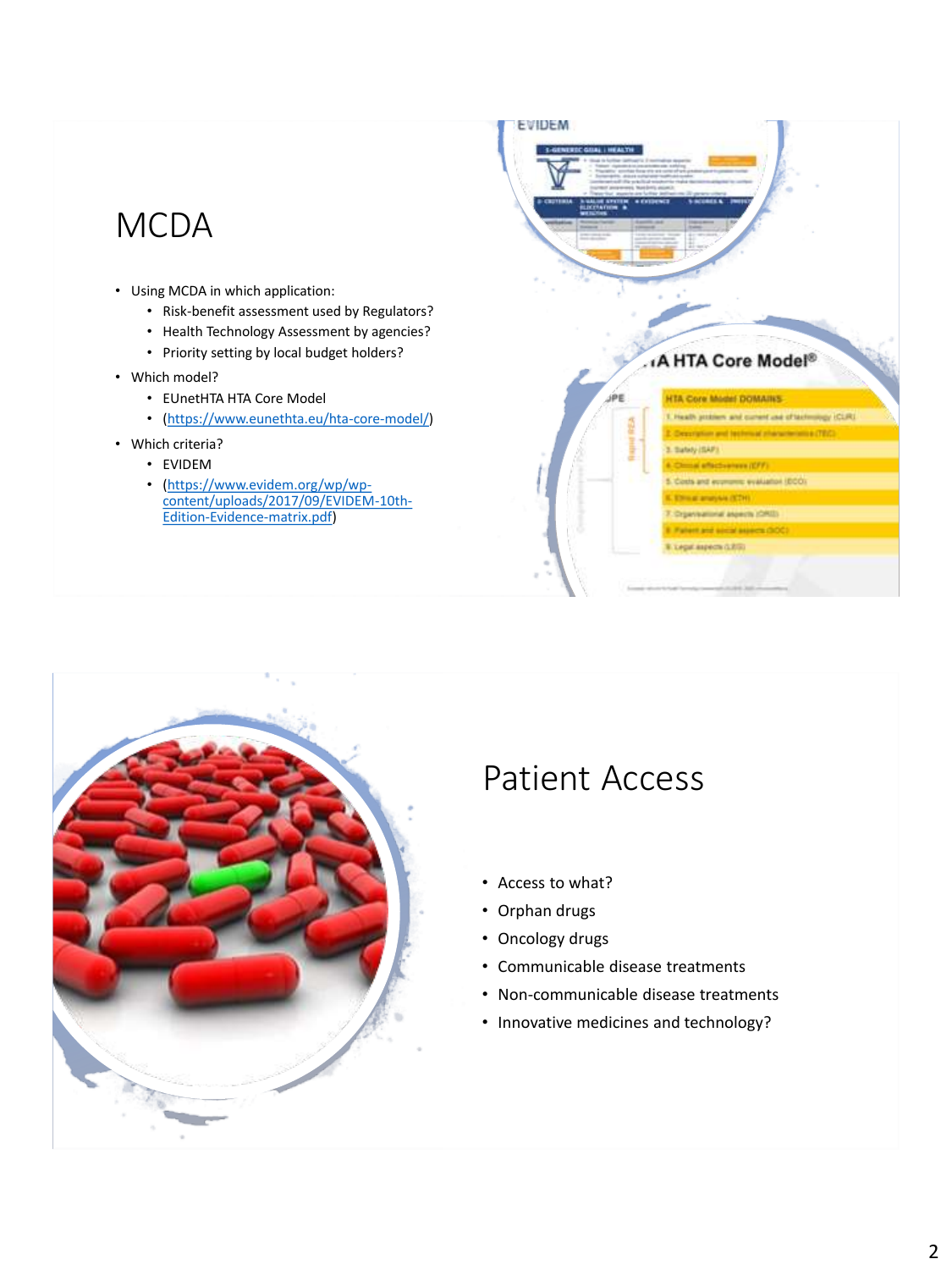# MCDA

- Using MCDA in which application:
  - Risk-benefit assessment used by Regulators?
  - Health Technology Assessment by agencies?
  - Priority setting by local budget holders?
- Which model?
  - EUnetHTA HTA Core Model
  - ([https://www.eunethta.eu/hta-core-model/](https://www.eunethta.eu/hta-core-model/))
- Which criteria?
  - EVIDEM
  - ([https://www.evidem.org/wp/wp-content/uploads/2017/09/EVIDEM-10th-Edition-Evidence-matrix.pdf](https://www.evidem.org/wp/wp-content/uploads/2017/09/EVIDEM-10th-Edition-Evidence-matrix.pdf))

# Patient Access

- Access to what?
- Orphan drugs
- Oncology drugs
- Communicable disease treatments
- Non-communicable disease treatments
- Innovative medicines and technology?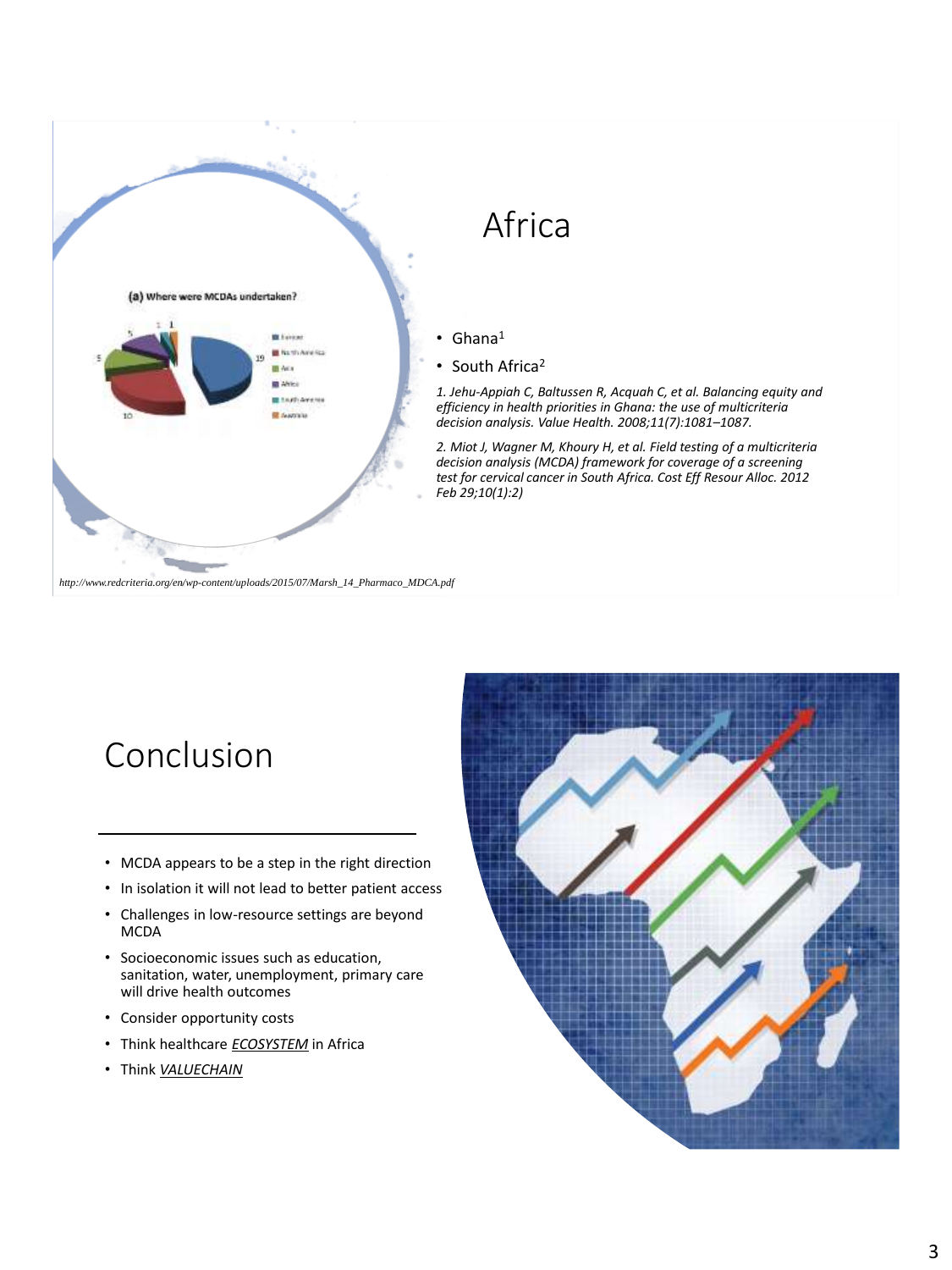(a) Where were MCDAs undertaken?

19
10
5
5
1
1

Europe
North America
Asia
Africa
South America
Australia

http://www.redcriteria.org/en/wp-content/uploads/2015/07/Marsh_14_Pharmaco_MDCA.pdf

# Africa

- Ghana[1]
- South Africa[2]

*1. Jehu-Appiah C, Baltussen R, Acquah C, et al. Balancing equity and efficiency in health priorities in Ghana: the use of multicriteria decision analysis. Value Health. 2008;11(7):1081–1087.*

*2. Miot J, Wagner M, Khoury H, et al. Field testing of a multicriteria decision analysis (MCDA) framework for coverage of a screening test for cervical cancer in South Africa. Cost Eff Resour Alloc. 2012 Feb 29;10(1):2)*

# Conclusion

- MCDA appears to be a step in the right direction
- In isolation it will not lead to better patient access
- Challenges in low-resource settings are beyond MCDA
- Socioeconomic issues such as education, sanitation, water, unemployment, primary care will drive health outcomes
- Consider opportunity costs
- Think healthcare *ECOSYSTEM* in Africa
- Think *VALUECHAIN*